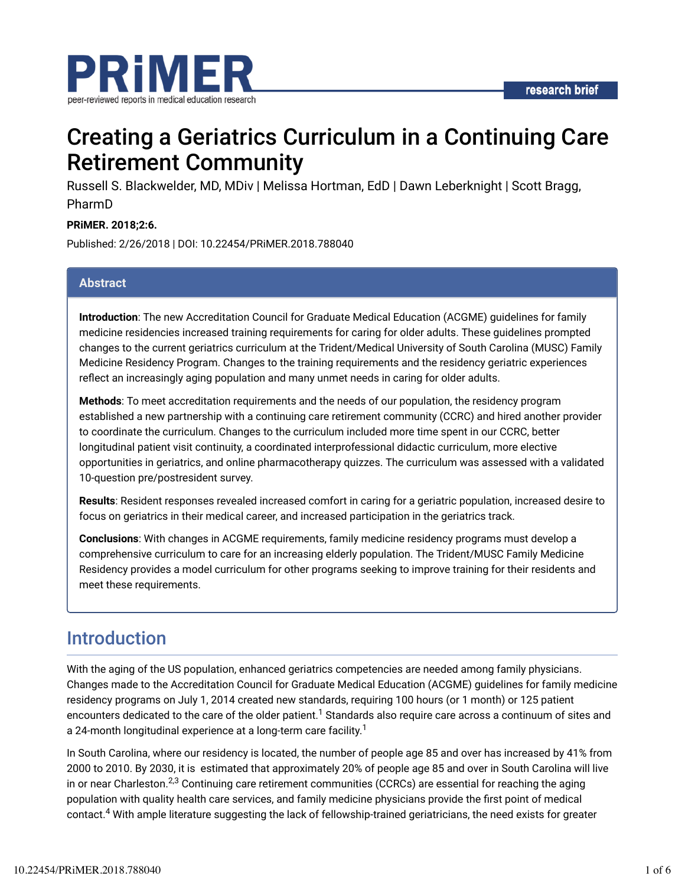PRiMER

peer-reviewed reports in medical education research

research brief

# Creating a Geriatrics Curriculum in a Continuing Care Retirement Community

Russell S. Blackwelder, MD, MDiv | Melissa Hortman, EdD | Dawn Leberknight | Scott Bragg, PharmD

**PRiMER. 2018;2:6.**

Published: 2/26/2018 | DOI: 10.22454/PRiMER.2018.788040

## Abstract

**Introduction**: The new Accreditation Council for Graduate Medical Education (ACGME) guidelines for family medicine residencies increased training requirements for caring for older adults. These guidelines prompted changes to the current geriatrics curriculum at the Trident/Medical University of South Carolina (MUSC) Family Medicine Residency Program. Changes to the training requirements and the residency geriatric experiences reflect an increasingly aging population and many unmet needs in caring for older adults.

**Methods**: To meet accreditation requirements and the needs of our population, the residency program established a new partnership with a continuing care retirement community (CCRC) and hired another provider to coordinate the curriculum. Changes to the curriculum included more time spent in our CCRC, better longitudinal patient visit continuity, a coordinated interprofessional didactic curriculum, more elective opportunities in geriatrics, and online pharmacotherapy quizzes. The curriculum was assessed with a validated 10-question pre/postresident survey.

**Results**: Resident responses revealed increased comfort in caring for a geriatric population, increased desire to focus on geriatrics in their medical career, and increased participation in the geriatrics track.

**Conclusions**: With changes in ACGME requirements, family medicine residency programs must develop a comprehensive curriculum to care for an increasing elderly population. The Trident/MUSC Family Medicine Residency provides a model curriculum for other programs seeking to improve training for their residents and meet these requirements.

## Introduction

With the aging of the US population, enhanced geriatrics competencies are needed among family physicians. Changes made to the Accreditation Council for Graduate Medical Education (ACGME) guidelines for family medicine residency programs on July 1, 2014 created new standards, requiring 100 hours (or 1 month) or 125 patient encounters dedicated to the care of the older patient.[1] Standards also require care across a continuum of sites and a 24-month longitudinal experience at a long-term care facility.[1]

In South Carolina, where our residency is located, the number of people age 85 and over has increased by 41% from 2000 to 2010. By 2030, it is estimated that approximately 20% of people age 85 and over in South Carolina will live in or near Charleston.[2,3] Continuing care retirement communities (CCRCs) are essential for reaching the aging population with quality health care services, and family medicine physicians provide the first point of medical contact.[4] With ample literature suggesting the lack of fellowship-trained geriatricians, the need exists for greater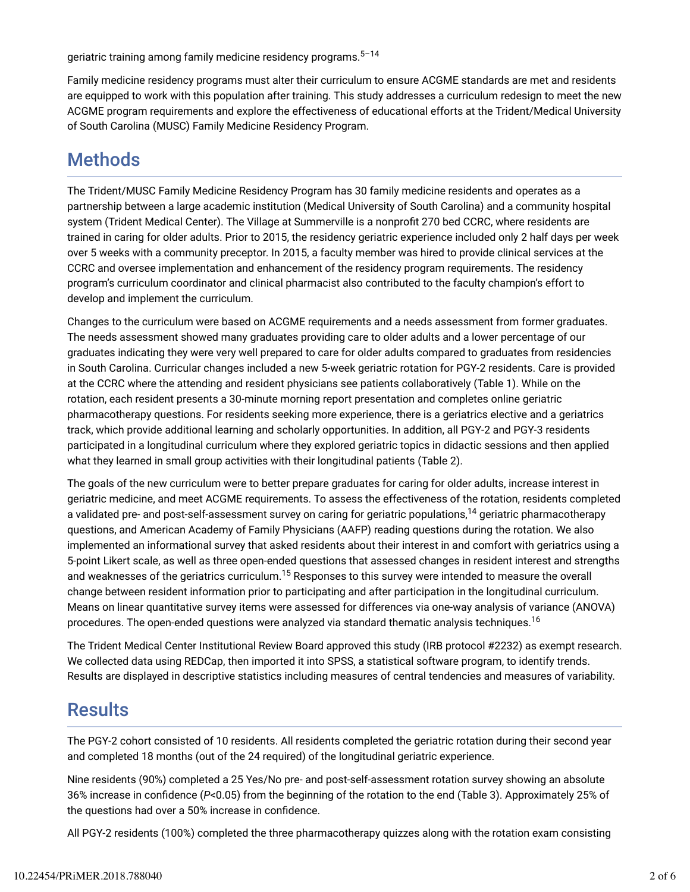geriatric training among family medicine residency programs.[5–14]

Family medicine residency programs must alter their curriculum to ensure ACGME standards are met and residents are equipped to work with this population after training. This study addresses a curriculum redesign to meet the new ACGME program requirements and explore the effectiveness of educational efforts at the Trident/Medical University of South Carolina (MUSC) Family Medicine Residency Program.

## Methods

The Trident/MUSC Family Medicine Residency Program has 30 family medicine residents and operates as a partnership between a large academic institution (Medical University of South Carolina) and a community hospital system (Trident Medical Center). The Village at Summerville is a nonprofit 270 bed CCRC, where residents are trained in caring for older adults. Prior to 2015, the residency geriatric experience included only 2 half days per week over 5 weeks with a community preceptor. In 2015, a faculty member was hired to provide clinical services at the CCRC and oversee implementation and enhancement of the residency program requirements. The residency program's curriculum coordinator and clinical pharmacist also contributed to the faculty champion's effort to develop and implement the curriculum.

Changes to the curriculum were based on ACGME requirements and a needs assessment from former graduates. The needs assessment showed many graduates providing care to older adults and a lower percentage of our graduates indicating they were very well prepared to care for older adults compared to graduates from residencies in South Carolina. Curricular changes included a new 5-week geriatric rotation for PGY-2 residents. Care is provided at the CCRC where the attending and resident physicians see patients collaboratively (Table 1). While on the rotation, each resident presents a 30-minute morning report presentation and completes online geriatric pharmacotherapy questions. For residents seeking more experience, there is a geriatrics elective and a geriatrics track, which provide additional learning and scholarly opportunities. In addition, all PGY-2 and PGY-3 residents participated in a longitudinal curriculum where they explored geriatric topics in didactic sessions and then applied what they learned in small group activities with their longitudinal patients (Table 2).

The goals of the new curriculum were to better prepare graduates for caring for older adults, increase interest in geriatric medicine, and meet ACGME requirements. To assess the effectiveness of the rotation, residents completed a validated pre- and post-self-assessment survey on caring for geriatric populations,[14] geriatric pharmacotherapy questions, and American Academy of Family Physicians (AAFP) reading questions during the rotation. We also implemented an informational survey that asked residents about their interest in and comfort with geriatrics using a 5-point Likert scale, as well as three open-ended questions that assessed changes in resident interest and strengths and weaknesses of the geriatrics curriculum.[15] Responses to this survey were intended to measure the overall change between resident information prior to participating and after participation in the longitudinal curriculum. Means on linear quantitative survey items were assessed for differences via one-way analysis of variance (ANOVA) procedures. The open-ended questions were analyzed via standard thematic analysis techniques.[16]

The Trident Medical Center Institutional Review Board approved this study (IRB protocol #2232) as exempt research. We collected data using REDCap, then imported it into SPSS, a statistical software program, to identify trends. Results are displayed in descriptive statistics including measures of central tendencies and measures of variability.

## Results

The PGY-2 cohort consisted of 10 residents. All residents completed the geriatric rotation during their second year and completed 18 months (out of the 24 required) of the longitudinal geriatric experience.

Nine residents (90%) completed a 25 Yes/No pre- and post-self-assessment rotation survey showing an absolute 36% increase in confidence ($P<0.05$) from the beginning of the rotation to the end (Table 3). Approximately 25% of the questions had over a 50% increase in confidence.

All PGY-2 residents (100%) completed the three pharmacotherapy quizzes along with the rotation exam consisting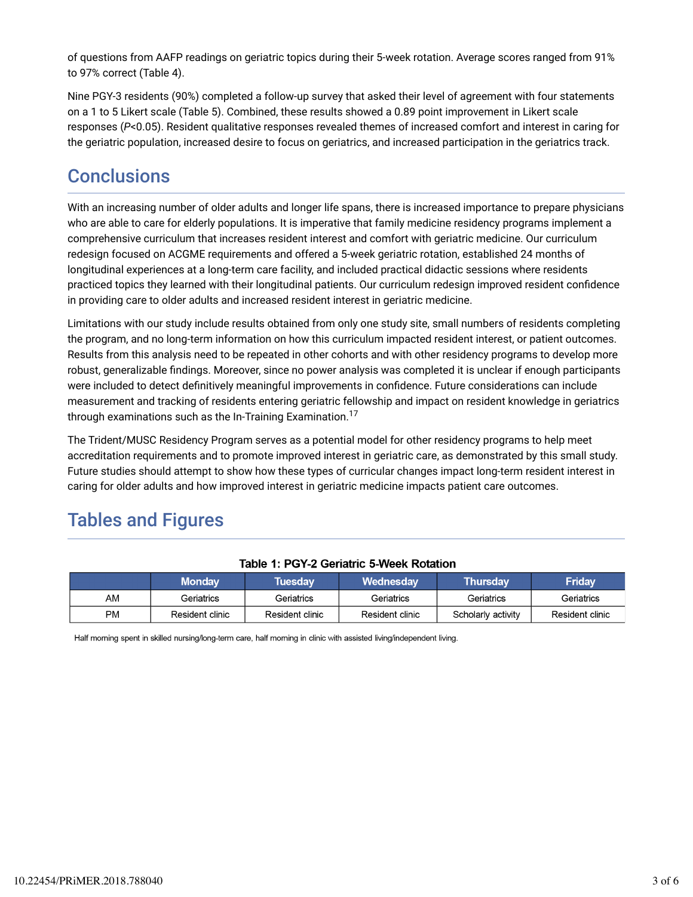of questions from AAFP readings on geriatric topics during their 5-week rotation. Average scores ranged from 91% to 97% correct (Table 4).

Nine PGY-3 residents (90%) completed a follow-up survey that asked their level of agreement with four statements on a 1 to 5 Likert scale (Table 5). Combined, these results showed a 0.89 point improvement in Likert scale responses ($P<0.05$). Resident qualitative responses revealed themes of increased comfort and interest in caring for the geriatric population, increased desire to focus on geriatrics, and increased participation in the geriatrics track.

## Conclusions

With an increasing number of older adults and longer life spans, there is increased importance to prepare physicians who are able to care for elderly populations. It is imperative that family medicine residency programs implement a comprehensive curriculum that increases resident interest and comfort with geriatric medicine. Our curriculum redesign focused on ACGME requirements and offered a 5-week geriatric rotation, established 24 months of longitudinal experiences at a long-term care facility, and included practical didactic sessions where residents practiced topics they learned with their longitudinal patients. Our curriculum redesign improved resident confidence in providing care to older adults and increased resident interest in geriatric medicine.

Limitations with our study include results obtained from only one study site, small numbers of residents completing the program, and no long-term information on how this curriculum impacted resident interest, or patient outcomes. Results from this analysis need to be repeated in other cohorts and with other residency programs to develop more robust, generalizable findings. Moreover, since no power analysis was completed it is unclear if enough participants were included to detect definitively meaningful improvements in confidence. Future considerations can include measurement and tracking of residents entering geriatric fellowship and impact on resident knowledge in geriatrics through examinations such as the In-Training Examination.[17]

The Trident/MUSC Residency Program serves as a potential model for other residency programs to help meet accreditation requirements and to promote improved interest in geriatric care, as demonstrated by this small study. Future studies should attempt to show how these types of curricular changes impact long-term resident interest in caring for older adults and how improved interest in geriatric medicine impacts patient care outcomes.

## Tables and Figures

**Table 1: PGY-2 Geriatric 5-Week Rotation**

| | Monday | Tuesday | Wednesday | Thursday | Friday |
|---|---|---|---|---|---|
| AM | Geriatrics | Geriatrics | Geriatrics | Geriatrics | Geriatrics |
| PM | Resident clinic | Resident clinic | Resident clinic | Scholarly activity | Resident clinic |

Half morning spent in skilled nursing/long-term care, half morning in clinic with assisted living/independent living.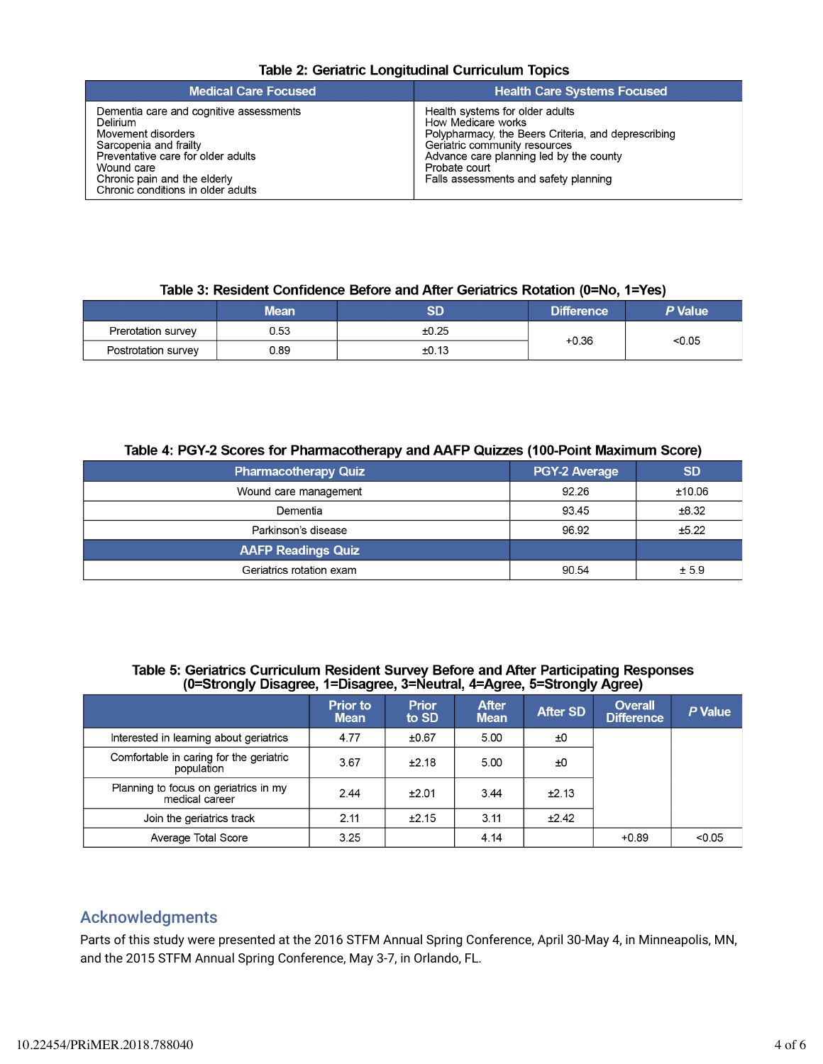**Table 2: Geriatric Longitudinal Curriculum Topics**

| Medical Care Focused | Health Care Systems Focused |
|---|---|
| Dementia care and cognitive assessments<br>Delirium<br>Movement disorders<br>Sarcopenia and frailty<br>Preventative care for older adults<br>Wound care<br>Chronic pain and the elderly<br>Chronic conditions in older adults | Health systems for older adults<br>How Medicare works<br>Polypharmacy, the Beers Criteria, and deprescribing<br>Geriatric community resources<br>Advance care planning led by the county<br>Probate court<br>Falls assessments and safety planning |

**Table 3: Resident Confidence Before and After Geriatrics Rotation (0=No, 1=Yes)**

| | Mean | SD | Difference | *P* Value |
|---|---|---|---|---|
| Prerotation survey | 0.53 | ±0.25 | +0.36 | <0.05 |
| Postrotation survey | 0.89 | ±0.13 | | |

**Table 4: PGY-2 Scores for Pharmacotherapy and AAFP Quizzes (100-Point Maximum Score)**

| Pharmacotherapy Quiz | PGY-2 Average | SD |
|---|---|---|
| Wound care management | 92.26 | ±10.06 |
| Dementia | 93.45 | ±8.32 |
| Parkinson's disease | 96.92 | ±5.22 |
| **AAFP Readings Quiz** | | |
| Geriatrics rotation exam | 90.54 | ± 5.9 |

**Table 5: Geriatrics Curriculum Resident Survey Before and After Participating Responses (0=Strongly Disagree, 1=Disagree, 3=Neutral, 4=Agree, 5=Strongly Agree)**

| | Prior to Mean | Prior to SD | After Mean | After SD | Overall Difference | *P* Value |
|---|---|---|---|---|---|---|
| Interested in learning about geriatrics | 4.77 | ±0.67 | 5.00 | ±0 | | |
| Comfortable in caring for the geriatric population | 3.67 | ±2.18 | 5.00 | ±0 | | |
| Planning to focus on geriatrics in my medical career | 2.44 | ±2.01 | 3.44 | ±2.13 | | |
| Join the geriatrics track | 2.11 | ±2.15 | 3.11 | ±2.42 | | |
| Average Total Score | 3.25 | | 4.14 | | +0.89 | <0.05 |

## Acknowledgments

Parts of this study were presented at the 2016 STFM Annual Spring Conference, April 30-May 4, in Minneapolis, MN, and the 2015 STFM Annual Spring Conference, May 3-7, in Orlando, FL.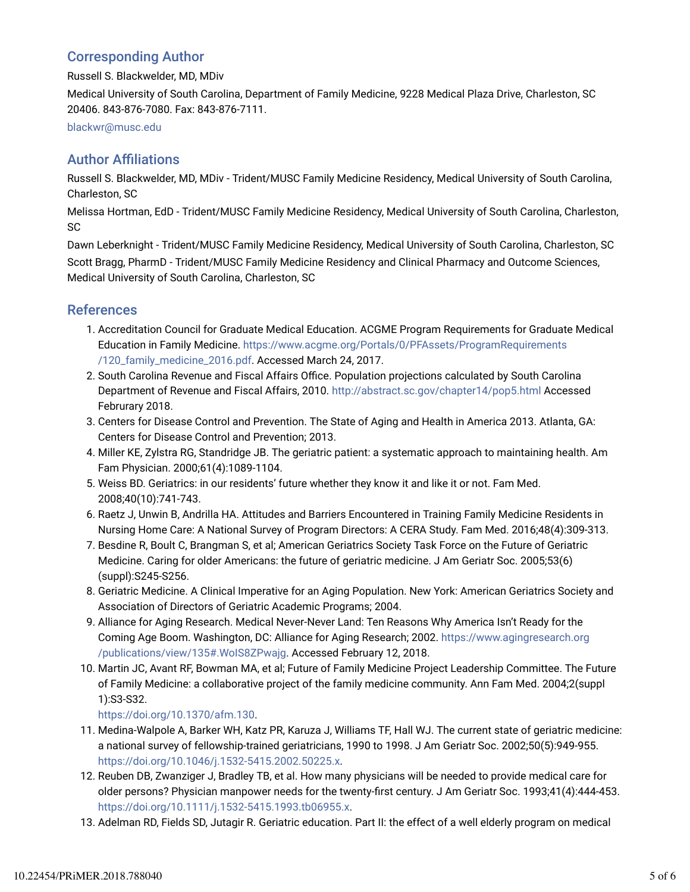## Corresponding Author

Russell S. Blackwelder, MD, MDiv

Medical University of South Carolina, Department of Family Medicine, 9228 Medical Plaza Drive, Charleston, SC 20406. 843-876-7080. Fax: 843-876-7111.

blackwr@musc.edu

## Author Affiliations

Russell S. Blackwelder, MD, MDiv - Trident/MUSC Family Medicine Residency, Medical University of South Carolina, Charleston, SC

Melissa Hortman, EdD - Trident/MUSC Family Medicine Residency, Medical University of South Carolina, Charleston, SC

Dawn Leberknight - Trident/MUSC Family Medicine Residency, Medical University of South Carolina, Charleston, SC

Scott Bragg, PharmD - Trident/MUSC Family Medicine Residency and Clinical Pharmacy and Outcome Sciences, Medical University of South Carolina, Charleston, SC

## References

1. Accreditation Council for Graduate Medical Education. ACGME Program Requirements for Graduate Medical Education in Family Medicine. https://www.acgme.org/Portals/0/PFAssets/ProgramRequirements/120_family_medicine_2016.pdf. Accessed March 24, 2017.
2. South Carolina Revenue and Fiscal Affairs Office. Population projections calculated by South Carolina Department of Revenue and Fiscal Affairs, 2010. http://abstract.sc.gov/chapter14/pop5.html Accessed Februrary 2018.
3. Centers for Disease Control and Prevention. The State of Aging and Health in America 2013. Atlanta, GA: Centers for Disease Control and Prevention; 2013.
4. Miller KE, Zylstra RG, Standridge JB. The geriatric patient: a systematic approach to maintaining health. Am Fam Physician. 2000;61(4):1089-1104.
5. Weiss BD. Geriatrics: in our residents' future whether they know it and like it or not. Fam Med. 2008;40(10):741-743.
6. Raetz J, Unwin B, Andrilla HA. Attitudes and Barriers Encountered in Training Family Medicine Residents in Nursing Home Care: A National Survey of Program Directors: A CERA Study. Fam Med. 2016;48(4):309-313.
7. Besdine R, Boult C, Brangman S, et al; American Geriatrics Society Task Force on the Future of Geriatric Medicine. Caring for older Americans: the future of geriatric medicine. J Am Geriatr Soc. 2005;53(6)(suppl):S245-S256.
8. Geriatric Medicine. A Clinical Imperative for an Aging Population. New York: American Geriatrics Society and Association of Directors of Geriatric Academic Programs; 2004.
9. Alliance for Aging Research. Medical Never-Never Land: Ten Reasons Why America Isn't Ready for the Coming Age Boom. Washington, DC: Alliance for Aging Research; 2002. https://www.agingresearch.org/publications/view/135#.WoIS8ZPwajg. Accessed February 12, 2018.
10. Martin JC, Avant RF, Bowman MA, et al; Future of Family Medicine Project Leadership Committee. The Future of Family Medicine: a collaborative project of the family medicine community. Ann Fam Med. 2004;2(suppl 1):S3-S32. https://doi.org/10.1370/afm.130.
11. Medina-Walpole A, Barker WH, Katz PR, Karuza J, Williams TF, Hall WJ. The current state of geriatric medicine: a national survey of fellowship-trained geriatricians, 1990 to 1998. J Am Geriatr Soc. 2002;50(5):949-955. https://doi.org/10.1046/j.1532-5415.2002.50225.x.
12. Reuben DB, Zwanziger J, Bradley TB, et al. How many physicians will be needed to provide medical care for older persons? Physician manpower needs for the twenty-first century. J Am Geriatr Soc. 1993;41(4):444-453. https://doi.org/10.1111/j.1532-5415.1993.tb06955.x.
13. Adelman RD, Fields SD, Jutagir R. Geriatric education. Part II: the effect of a well elderly program on medical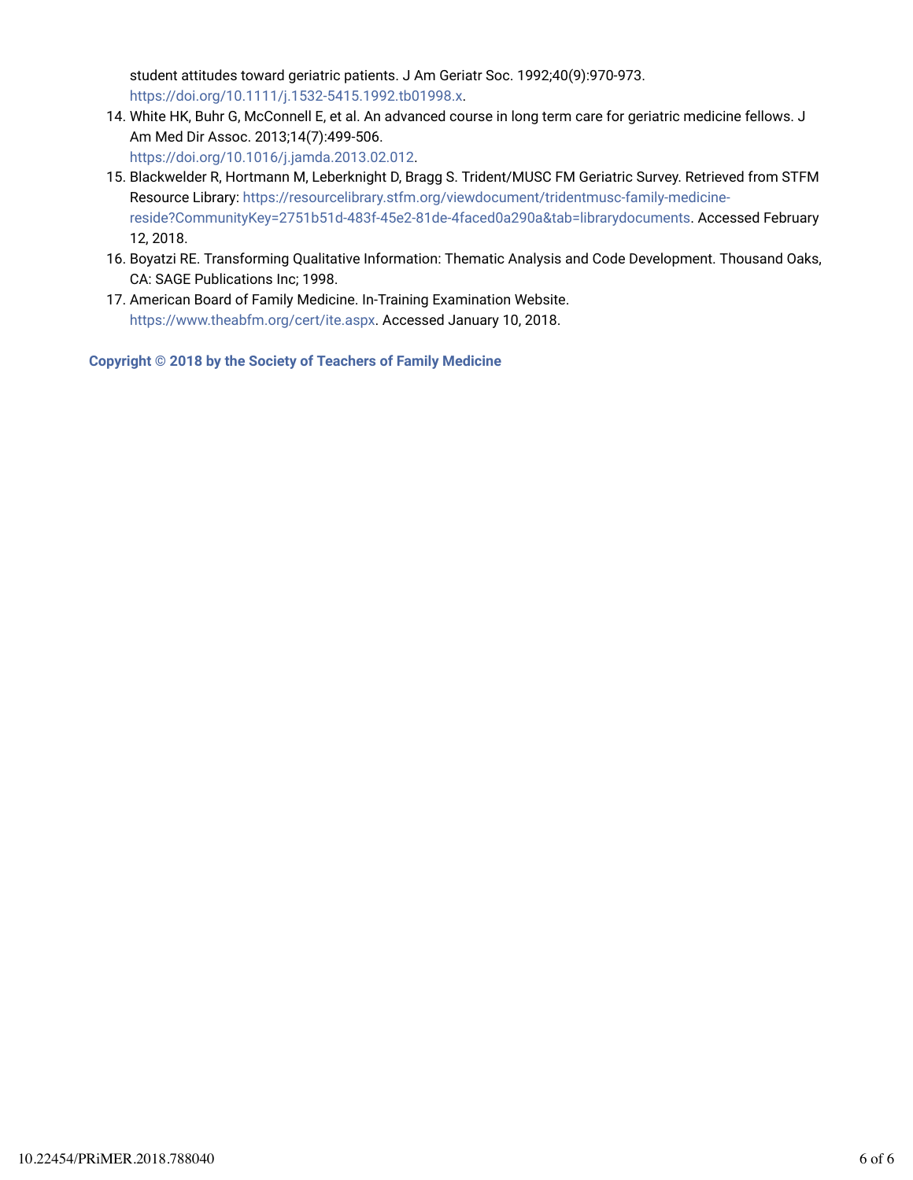student attitudes toward geriatric patients. J Am Geriatr Soc. 1992;40(9):970-973. https://doi.org/10.1111/j.1532-5415.1992.tb01998.x.

14. White HK, Buhr G, McConnell E, et al. An advanced course in long term care for geriatric medicine fellows. J Am Med Dir Assoc. 2013;14(7):499-506. https://doi.org/10.1016/j.jamda.2013.02.012.
15. Blackwelder R, Hortmann M, Leberknight D, Bragg S. Trident/MUSC FM Geriatric Survey. Retrieved from STFM Resource Library: https://resourcelibrary.stfm.org/viewdocument/tridentmusc-family-medicine-reside?CommunityKey=2751b51d-483f-45e2-81de-4faced0a290a&tab=librarydocuments. Accessed February 12, 2018.
16. Boyatzi RE. Transforming Qualitative Information: Thematic Analysis and Code Development. Thousand Oaks, CA: SAGE Publications Inc; 1998.
17. American Board of Family Medicine. In-Training Examination Website. https://www.theabfm.org/cert/ite.aspx. Accessed January 10, 2018.

**Copyright © 2018 by the Society of Teachers of Family Medicine**